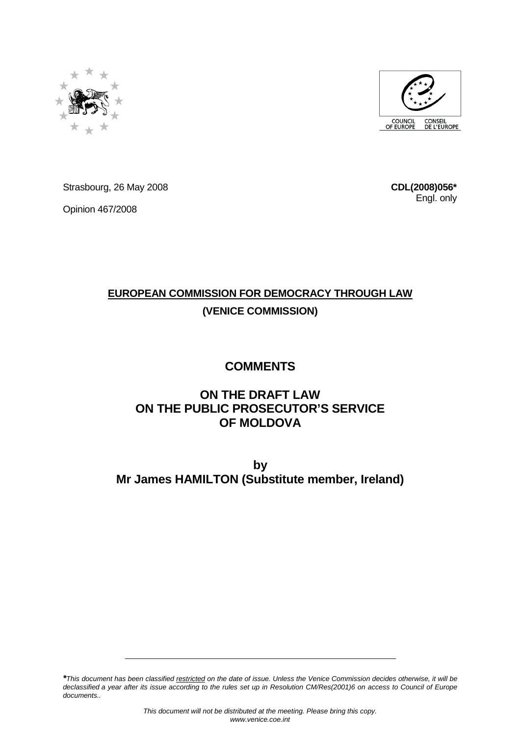Strasbourg, 26 May 2008

Opinion 467/2008

**CDL(2008)056***
Engl. only

**EUROPEAN COMMISSION FOR DEMOCRACY THROUGH LAW**

**(VENICE COMMISSION)**

# COMMENTS

# ON THE DRAFT LAW ON THE PUBLIC PROSECUTOR'S SERVICE OF MOLDOVA

**by**
**Mr James HAMILTON (Substitute member, Ireland)**

---

****This document has been classified restricted on the date of issue. Unless the Venice Commission decides otherwise, it will be declassified a year after its issue according to the rules set up in Resolution CM/Res(2001)6 on access to Council of Europe documents..*

*This document will not be distributed at the meeting. Please bring this copy.*
*www.venice.coe.int*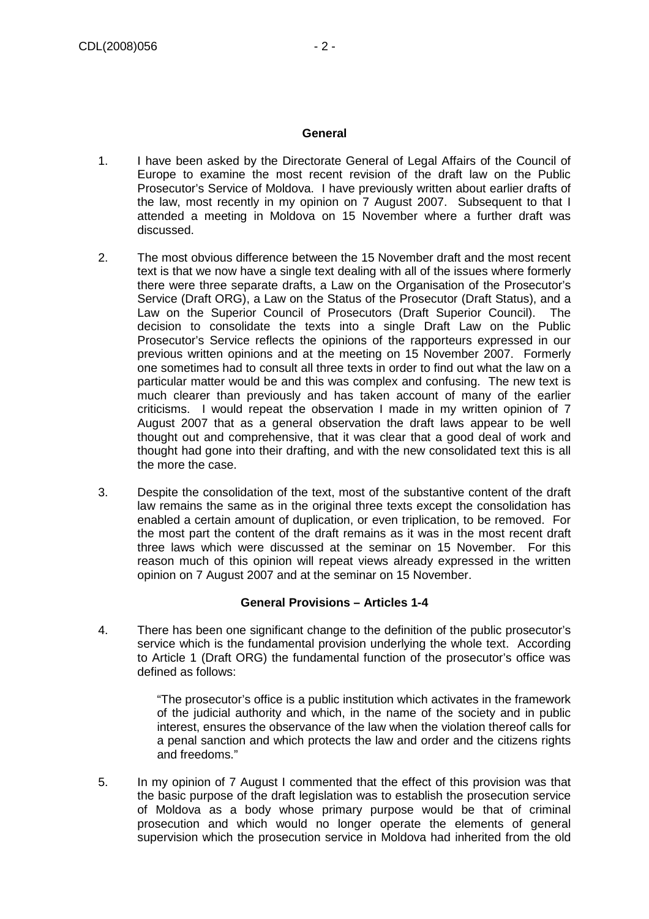**General**

1. I have been asked by the Directorate General of Legal Affairs of the Council of Europe to examine the most recent revision of the draft law on the Public Prosecutor's Service of Moldova. I have previously written about earlier drafts of the law, most recently in my opinion on 7 August 2007. Subsequent to that I attended a meeting in Moldova on 15 November where a further draft was discussed.

2. The most obvious difference between the 15 November draft and the most recent text is that we now have a single text dealing with all of the issues where formerly there were three separate drafts, a Law on the Organisation of the Prosecutor's Service (Draft ORG), a Law on the Status of the Prosecutor (Draft Status), and a Law on the Superior Council of Prosecutors (Draft Superior Council). The decision to consolidate the texts into a single Draft Law on the Public Prosecutor's Service reflects the opinions of the rapporteurs expressed in our previous written opinions and at the meeting on 15 November 2007. Formerly one sometimes had to consult all three texts in order to find out what the law on a particular matter would be and this was complex and confusing. The new text is much clearer than previously and has taken account of many of the earlier criticisms. I would repeat the observation I made in my written opinion of 7 August 2007 that as a general observation the draft laws appear to be well thought out and comprehensive, that it was clear that a good deal of work and thought had gone into their drafting, and with the new consolidated text this is all the more the case.

3. Despite the consolidation of the text, most of the substantive content of the draft law remains the same as in the original three texts except the consolidation has enabled a certain amount of duplication, or even triplication, to be removed. For the most part the content of the draft remains as it was in the most recent draft three laws which were discussed at the seminar on 15 November. For this reason much of this opinion will repeat views already expressed in the written opinion on 7 August 2007 and at the seminar on 15 November.

**General Provisions – Articles 1-4**

4. There has been one significant change to the definition of the public prosecutor's service which is the fundamental provision underlying the whole text. According to Article 1 (Draft ORG) the fundamental function of the prosecutor's office was defined as follows:

   "The prosecutor's office is a public institution which activates in the framework of the judicial authority and which, in the name of the society and in public interest, ensures the observance of the law when the violation thereof calls for a penal sanction and which protects the law and order and the citizens rights and freedoms."

5. In my opinion of 7 August I commented that the effect of this provision was that the basic purpose of the draft legislation was to establish the prosecution service of Moldova as a body whose primary purpose would be that of criminal prosecution and which would no longer operate the elements of general supervision which the prosecution service in Moldova had inherited from the old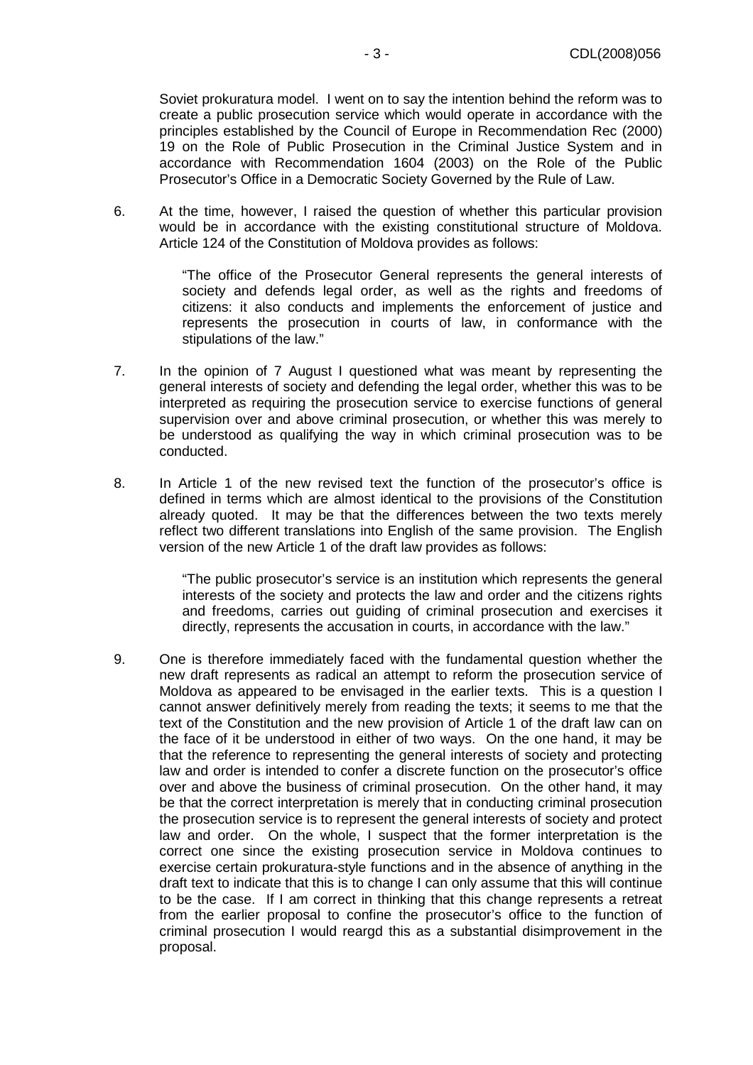Soviet prokuratura model. I went on to say the intention behind the reform was to create a public prosecution service which would operate in accordance with the principles established by the Council of Europe in Recommendation Rec (2000) 19 on the Role of Public Prosecution in the Criminal Justice System and in accordance with Recommendation 1604 (2003) on the Role of the Public Prosecutor's Office in a Democratic Society Governed by the Rule of Law.

6. At the time, however, I raised the question of whether this particular provision would be in accordance with the existing constitutional structure of Moldova. Article 124 of the Constitution of Moldova provides as follows:

   "The office of the Prosecutor General represents the general interests of society and defends legal order, as well as the rights and freedoms of citizens: it also conducts and implements the enforcement of justice and represents the prosecution in courts of law, in conformance with the stipulations of the law."

7. In the opinion of 7 August I questioned what was meant by representing the general interests of society and defending the legal order, whether this was to be interpreted as requiring the prosecution service to exercise functions of general supervision over and above criminal prosecution, or whether this was merely to be understood as qualifying the way in which criminal prosecution was to be conducted.

8. In Article 1 of the new revised text the function of the prosecutor's office is defined in terms which are almost identical to the provisions of the Constitution already quoted. It may be that the differences between the two texts merely reflect two different translations into English of the same provision. The English version of the new Article 1 of the draft law provides as follows:

   "The public prosecutor's service is an institution which represents the general interests of the society and protects the law and order and the citizens rights and freedoms, carries out guiding of criminal prosecution and exercises it directly, represents the accusation in courts, in accordance with the law."

9. One is therefore immediately faced with the fundamental question whether the new draft represents as radical an attempt to reform the prosecution service of Moldova as appeared to be envisaged in the earlier texts. This is a question I cannot answer definitively merely from reading the texts; it seems to me that the text of the Constitution and the new provision of Article 1 of the draft law can on the face of it be understood in either of two ways. On the one hand, it may be that the reference to representing the general interests of society and protecting law and order is intended to confer a discrete function on the prosecutor's office over and above the business of criminal prosecution. On the other hand, it may be that the correct interpretation is merely that in conducting criminal prosecution the prosecution service is to represent the general interests of society and protect law and order. On the whole, I suspect that the former interpretation is the correct one since the existing prosecution service in Moldova continues to exercise certain prokuratura-style functions and in the absence of anything in the draft text to indicate that this is to change I can only assume that this will continue to be the case. If I am correct in thinking that this change represents a retreat from the earlier proposal to confine the prosecutor's office to the function of criminal prosecution I would reargd this as a substantial disimprovement in the proposal.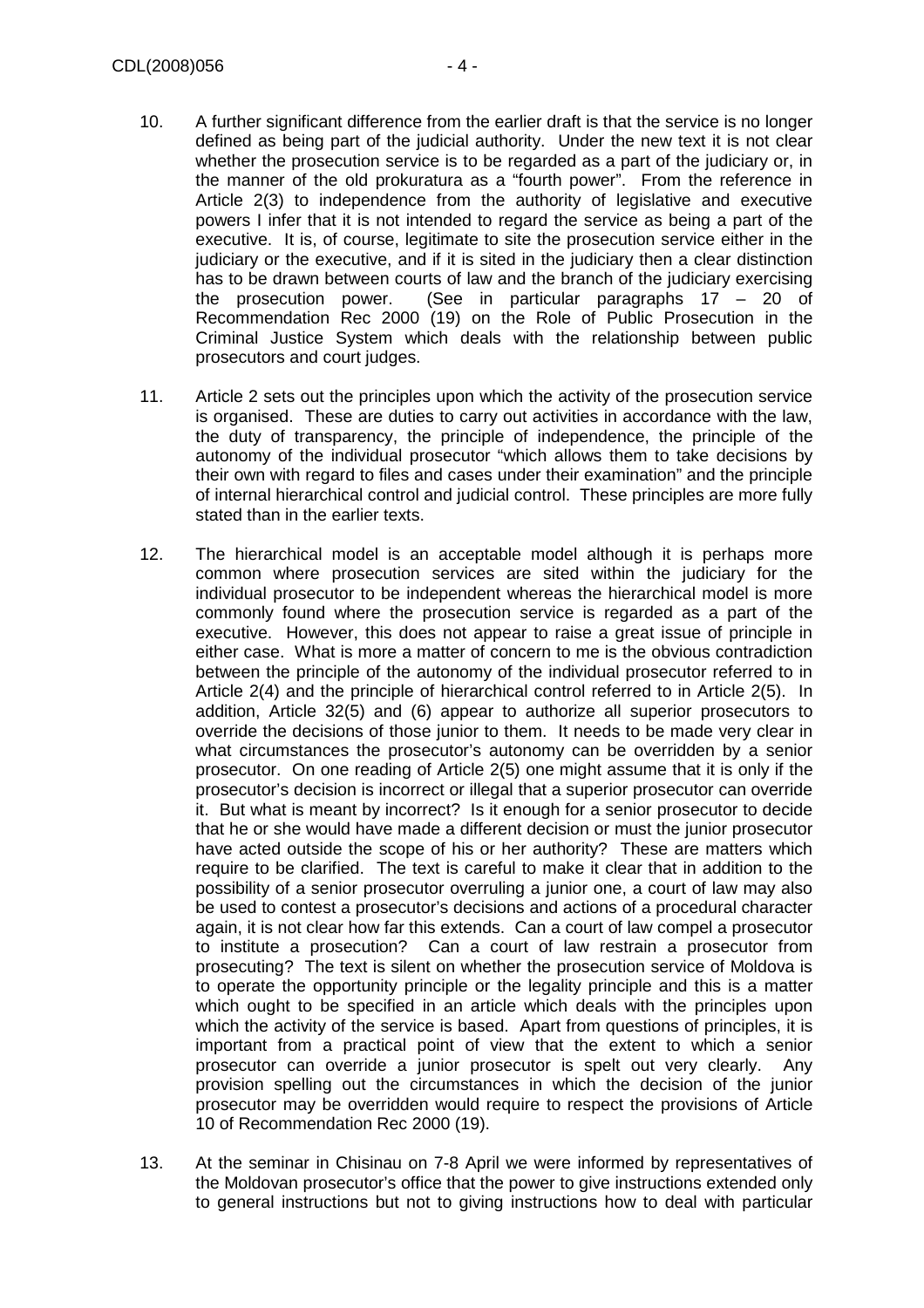10. A further significant difference from the earlier draft is that the service is no longer defined as being part of the judicial authority. Under the new text it is not clear whether the prosecution service is to be regarded as a part of the judiciary or, in the manner of the old prokuratura as a "fourth power". From the reference in Article 2(3) to independence from the authority of legislative and executive powers I infer that it is not intended to regard the service as being a part of the executive. It is, of course, legitimate to site the prosecution service either in the judiciary or the executive, and if it is sited in the judiciary then a clear distinction has to be drawn between courts of law and the branch of the judiciary exercising the prosecution power. (See in particular paragraphs 17 – 20 of Recommendation Rec 2000 (19) on the Role of Public Prosecution in the Criminal Justice System which deals with the relationship between public prosecutors and court judges.

11. Article 2 sets out the principles upon which the activity of the prosecution service is organised. These are duties to carry out activities in accordance with the law, the duty of transparency, the principle of independence, the principle of the autonomy of the individual prosecutor "which allows them to take decisions by their own with regard to files and cases under their examination" and the principle of internal hierarchical control and judicial control. These principles are more fully stated than in the earlier texts.

12. The hierarchical model is an acceptable model although it is perhaps more common where prosecution services are sited within the judiciary for the individual prosecutor to be independent whereas the hierarchical model is more commonly found where the prosecution service is regarded as a part of the executive. However, this does not appear to raise a great issue of principle in either case. What is more a matter of concern to me is the obvious contradiction between the principle of the autonomy of the individual prosecutor referred to in Article 2(4) and the principle of hierarchical control referred to in Article 2(5). In addition, Article 32(5) and (6) appear to authorize all superior prosecutors to override the decisions of those junior to them. It needs to be made very clear in what circumstances the prosecutor's autonomy can be overridden by a senior prosecutor. On one reading of Article 2(5) one might assume that it is only if the prosecutor's decision is incorrect or illegal that a superior prosecutor can override it. But what is meant by incorrect? Is it enough for a senior prosecutor to decide that he or she would have made a different decision or must the junior prosecutor have acted outside the scope of his or her authority? These are matters which require to be clarified. The text is careful to make it clear that in addition to the possibility of a senior prosecutor overruling a junior one, a court of law may also be used to contest a prosecutor's decisions and actions of a procedural character again, it is not clear how far this extends. Can a court of law compel a prosecutor to institute a prosecution? Can a court of law restrain a prosecutor from prosecuting? The text is silent on whether the prosecution service of Moldova is to operate the opportunity principle or the legality principle and this is a matter which ought to be specified in an article which deals with the principles upon which the activity of the service is based. Apart from questions of principles, it is important from a practical point of view that the extent to which a senior prosecutor can override a junior prosecutor is spelt out very clearly. Any provision spelling out the circumstances in which the decision of the junior prosecutor may be overridden would require to respect the provisions of Article 10 of Recommendation Rec 2000 (19).

13. At the seminar in Chisinau on 7-8 April we were informed by representatives of the Moldovan prosecutor's office that the power to give instructions extended only to general instructions but not to giving instructions how to deal with particular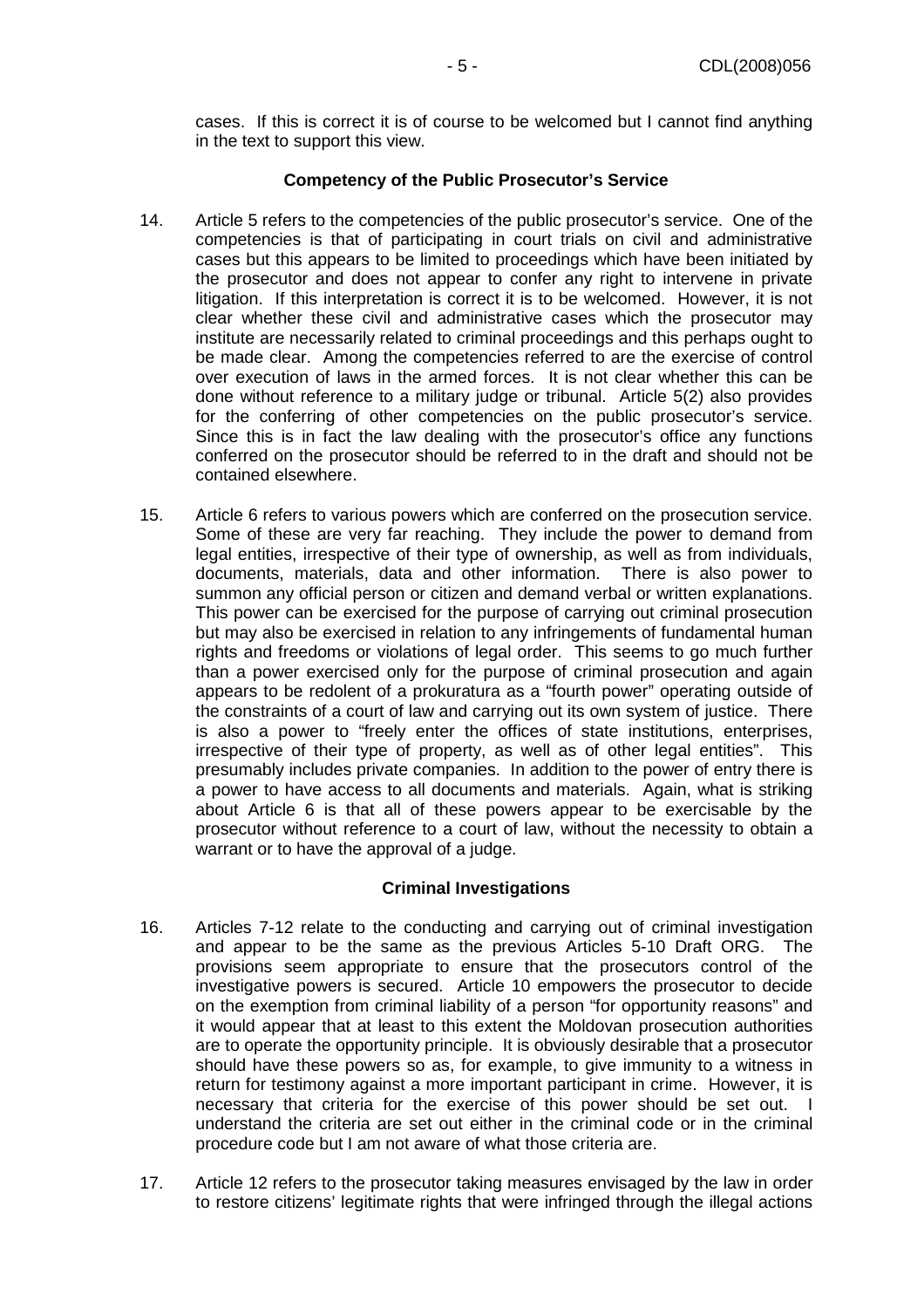cases. If this is correct it is of course to be welcomed but I cannot find anything in the text to support this view.

**Competency of the Public Prosecutor's Service**

14. Article 5 refers to the competencies of the public prosecutor's service. One of the competencies is that of participating in court trials on civil and administrative cases but this appears to be limited to proceedings which have been initiated by the prosecutor and does not appear to confer any right to intervene in private litigation. If this interpretation is correct it is to be welcomed. However, it is not clear whether these civil and administrative cases which the prosecutor may institute are necessarily related to criminal proceedings and this perhaps ought to be made clear. Among the competencies referred to are the exercise of control over execution of laws in the armed forces. It is not clear whether this can be done without reference to a military judge or tribunal. Article 5(2) also provides for the conferring of other competencies on the public prosecutor's service. Since this is in fact the law dealing with the prosecutor's office any functions conferred on the prosecutor should be referred to in the draft and should not be contained elsewhere.

15. Article 6 refers to various powers which are conferred on the prosecution service. Some of these are very far reaching. They include the power to demand from legal entities, irrespective of their type of ownership, as well as from individuals, documents, materials, data and other information. There is also power to summon any official person or citizen and demand verbal or written explanations. This power can be exercised for the purpose of carrying out criminal prosecution but may also be exercised in relation to any infringements of fundamental human rights and freedoms or violations of legal order. This seems to go much further than a power exercised only for the purpose of criminal prosecution and again appears to be redolent of a prokuratura as a "fourth power" operating outside of the constraints of a court of law and carrying out its own system of justice. There is also a power to "freely enter the offices of state institutions, enterprises, irrespective of their type of property, as well as of other legal entities". This presumably includes private companies. In addition to the power of entry there is a power to have access to all documents and materials. Again, what is striking about Article 6 is that all of these powers appear to be exercisable by the prosecutor without reference to a court of law, without the necessity to obtain a warrant or to have the approval of a judge.

**Criminal Investigations**

16. Articles 7-12 relate to the conducting and carrying out of criminal investigation and appear to be the same as the previous Articles 5-10 Draft ORG. The provisions seem appropriate to ensure that the prosecutors control of the investigative powers is secured. Article 10 empowers the prosecutor to decide on the exemption from criminal liability of a person "for opportunity reasons" and it would appear that at least to this extent the Moldovan prosecution authorities are to operate the opportunity principle. It is obviously desirable that a prosecutor should have these powers so as, for example, to give immunity to a witness in return for testimony against a more important participant in crime. However, it is necessary that criteria for the exercise of this power should be set out. I understand the criteria are set out either in the criminal code or in the criminal procedure code but I am not aware of what those criteria are.

17. Article 12 refers to the prosecutor taking measures envisaged by the law in order to restore citizens' legitimate rights that were infringed through the illegal actions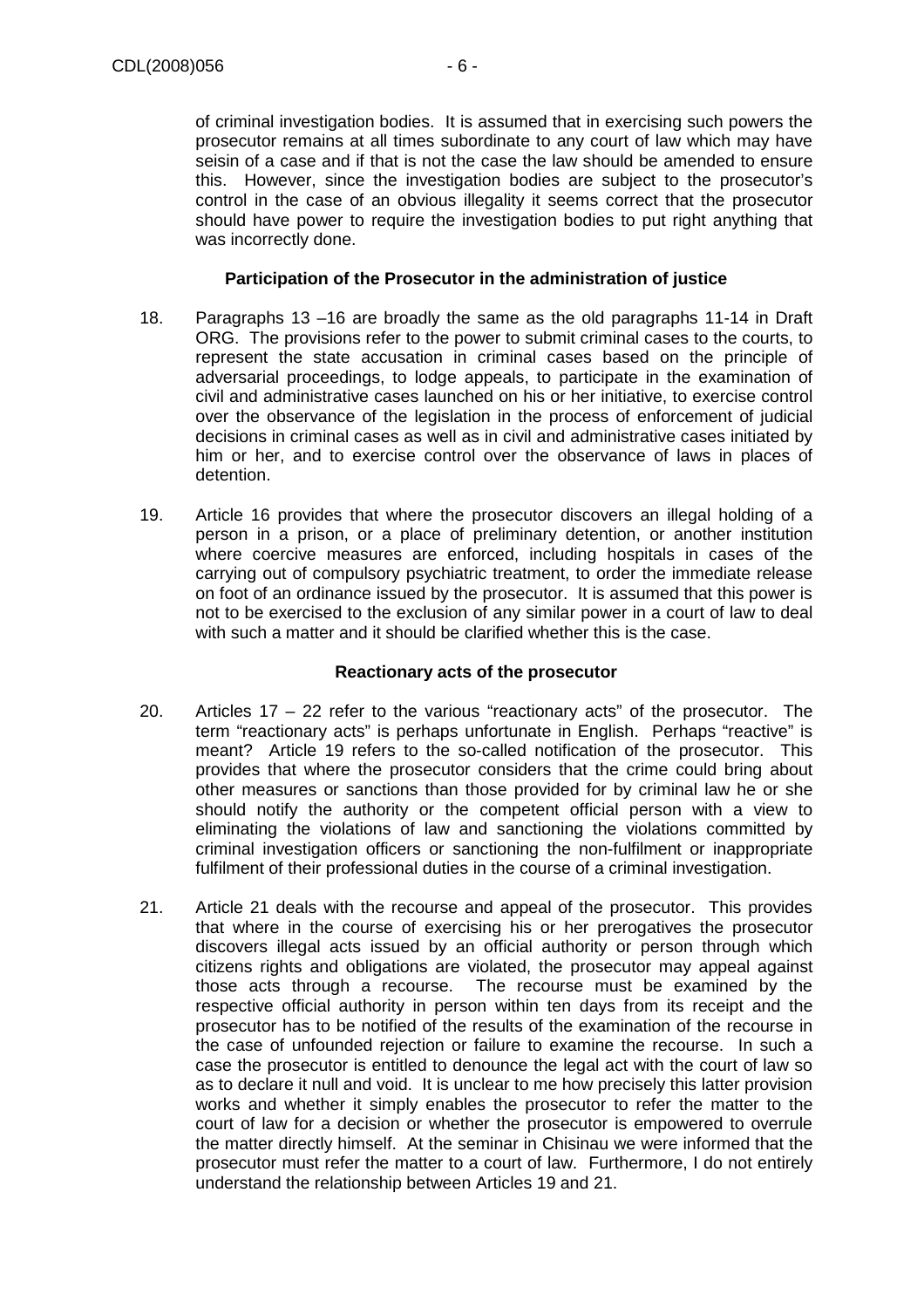of criminal investigation bodies. It is assumed that in exercising such powers the prosecutor remains at all times subordinate to any court of law which may have seisin of a case and if that is not the case the law should be amended to ensure this. However, since the investigation bodies are subject to the prosecutor's control in the case of an obvious illegality it seems correct that the prosecutor should have power to require the investigation bodies to put right anything that was incorrectly done.

**Participation of the Prosecutor in the administration of justice**

18. Paragraphs 13 –16 are broadly the same as the old paragraphs 11-14 in Draft ORG. The provisions refer to the power to submit criminal cases to the courts, to represent the state accusation in criminal cases based on the principle of adversarial proceedings, to lodge appeals, to participate in the examination of civil and administrative cases launched on his or her initiative, to exercise control over the observance of the legislation in the process of enforcement of judicial decisions in criminal cases as well as in civil and administrative cases initiated by him or her, and to exercise control over the observance of laws in places of detention.

19. Article 16 provides that where the prosecutor discovers an illegal holding of a person in a prison, or a place of preliminary detention, or another institution where coercive measures are enforced, including hospitals in cases of the carrying out of compulsory psychiatric treatment, to order the immediate release on foot of an ordinance issued by the prosecutor. It is assumed that this power is not to be exercised to the exclusion of any similar power in a court of law to deal with such a matter and it should be clarified whether this is the case.

**Reactionary acts of the prosecutor**

20. Articles 17 – 22 refer to the various "reactionary acts" of the prosecutor. The term "reactionary acts" is perhaps unfortunate in English. Perhaps "reactive" is meant? Article 19 refers to the so-called notification of the prosecutor. This provides that where the prosecutor considers that the crime could bring about other measures or sanctions than those provided for by criminal law he or she should notify the authority or the competent official person with a view to eliminating the violations of law and sanctioning the violations committed by criminal investigation officers or sanctioning the non-fulfilment or inappropriate fulfilment of their professional duties in the course of a criminal investigation.

21. Article 21 deals with the recourse and appeal of the prosecutor. This provides that where in the course of exercising his or her prerogatives the prosecutor discovers illegal acts issued by an official authority or person through which citizens rights and obligations are violated, the prosecutor may appeal against those acts through a recourse. The recourse must be examined by the respective official authority in person within ten days from its receipt and the prosecutor has to be notified of the results of the examination of the recourse in the case of unfounded rejection or failure to examine the recourse. In such a case the prosecutor is entitled to denounce the legal act with the court of law so as to declare it null and void. It is unclear to me how precisely this latter provision works and whether it simply enables the prosecutor to refer the matter to the court of law for a decision or whether the prosecutor is empowered to overrule the matter directly himself. At the seminar in Chisinau we were informed that the prosecutor must refer the matter to a court of law. Furthermore, I do not entirely understand the relationship between Articles 19 and 21.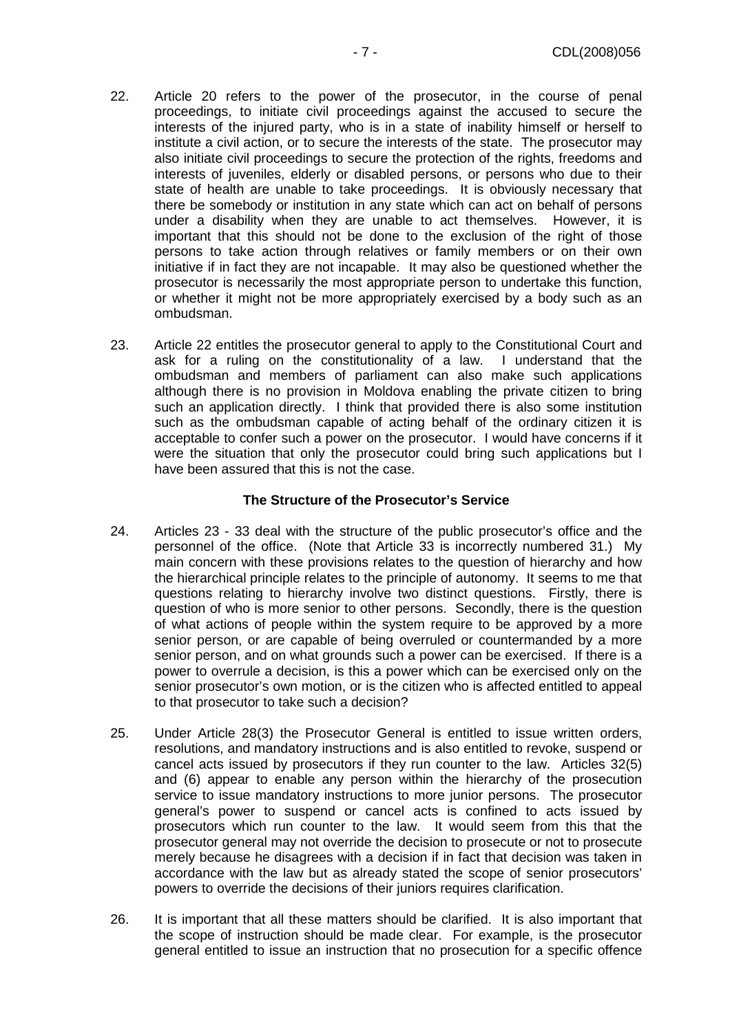22. Article 20 refers to the power of the prosecutor, in the course of penal proceedings, to initiate civil proceedings against the accused to secure the interests of the injured party, who is in a state of inability himself or herself to institute a civil action, or to secure the interests of the state. The prosecutor may also initiate civil proceedings to secure the protection of the rights, freedoms and interests of juveniles, elderly or disabled persons, or persons who due to their state of health are unable to take proceedings. It is obviously necessary that there be somebody or institution in any state which can act on behalf of persons under a disability when they are unable to act themselves. However, it is important that this should not be done to the exclusion of the right of those persons to take action through relatives or family members or on their own initiative if in fact they are not incapable. It may also be questioned whether the prosecutor is necessarily the most appropriate person to undertake this function, or whether it might not be more appropriately exercised by a body such as an ombudsman.

23. Article 22 entitles the prosecutor general to apply to the Constitutional Court and ask for a ruling on the constitutionality of a law. I understand that the ombudsman and members of parliament can also make such applications although there is no provision in Moldova enabling the private citizen to bring such an application directly. I think that provided there is also some institution such as the ombudsman capable of acting behalf of the ordinary citizen it is acceptable to confer such a power on the prosecutor. I would have concerns if it were the situation that only the prosecutor could bring such applications but I have been assured that this is not the case.

### The Structure of the Prosecutor's Service

24. Articles 23 - 33 deal with the structure of the public prosecutor's office and the personnel of the office. (Note that Article 33 is incorrectly numbered 31.) My main concern with these provisions relates to the question of hierarchy and how the hierarchical principle relates to the principle of autonomy. It seems to me that questions relating to hierarchy involve two distinct questions. Firstly, there is question of who is more senior to other persons. Secondly, there is the question of what actions of people within the system require to be approved by a more senior person, or are capable of being overruled or countermanded by a more senior person, and on what grounds such a power can be exercised. If there is a power to overrule a decision, is this a power which can be exercised only on the senior prosecutor's own motion, or is the citizen who is affected entitled to appeal to that prosecutor to take such a decision?

25. Under Article 28(3) the Prosecutor General is entitled to issue written orders, resolutions, and mandatory instructions and is also entitled to revoke, suspend or cancel acts issued by prosecutors if they run counter to the law. Articles 32(5) and (6) appear to enable any person within the hierarchy of the prosecution service to issue mandatory instructions to more junior persons. The prosecutor general's power to suspend or cancel acts is confined to acts issued by prosecutors which run counter to the law. It would seem from this that the prosecutor general may not override the decision to prosecute or not to prosecute merely because he disagrees with a decision if in fact that decision was taken in accordance with the law but as already stated the scope of senior prosecutors' powers to override the decisions of their juniors requires clarification.

26. It is important that all these matters should be clarified. It is also important that the scope of instruction should be made clear. For example, is the prosecutor general entitled to issue an instruction that no prosecution for a specific offence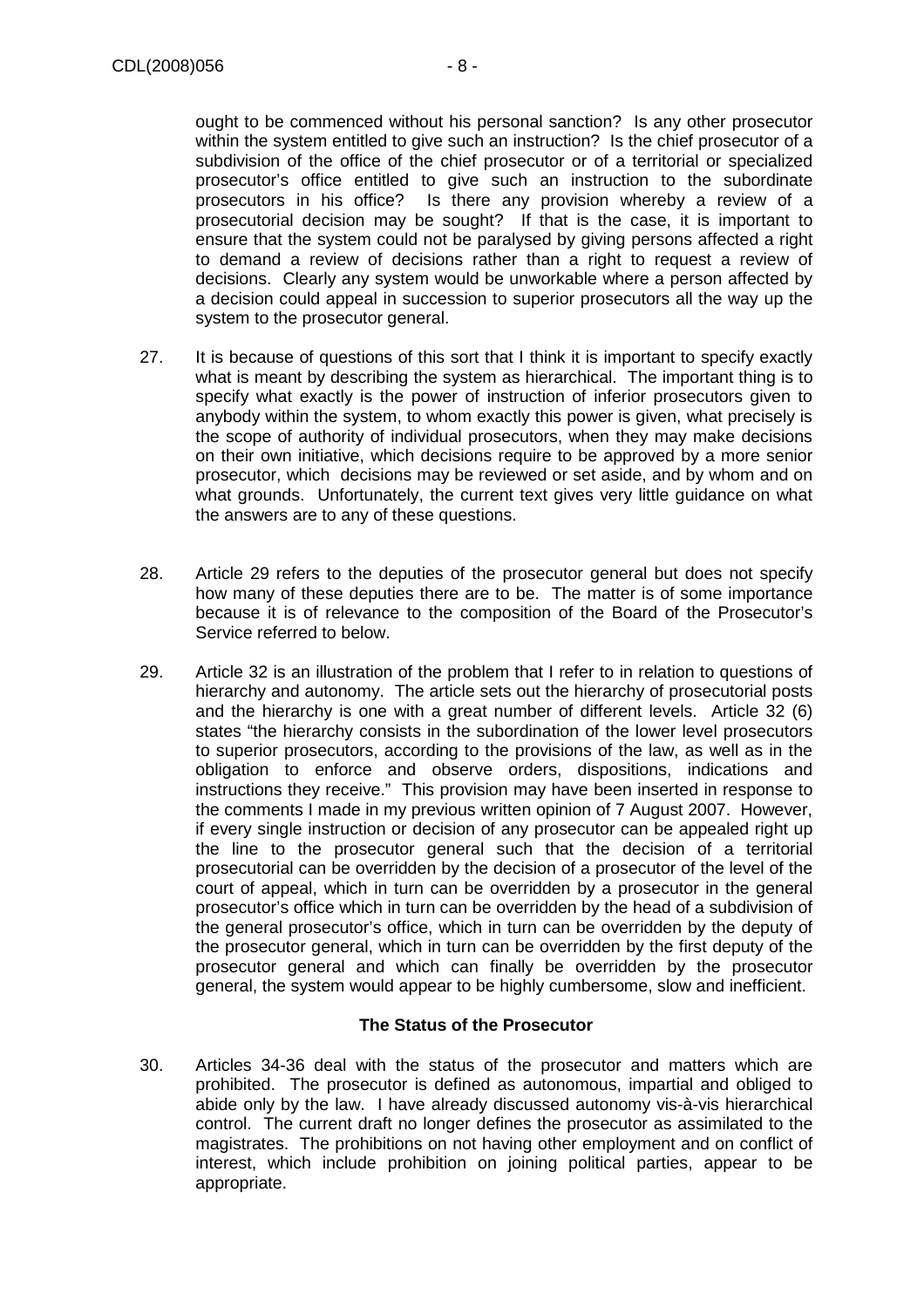ought to be commenced without his personal sanction? Is any other prosecutor within the system entitled to give such an instruction? Is the chief prosecutor of a subdivision of the office of the chief prosecutor or of a territorial or specialized prosecutor's office entitled to give such an instruction to the subordinate prosecutors in his office? Is there any provision whereby a review of a prosecutorial decision may be sought? If that is the case, it is important to ensure that the system could not be paralysed by giving persons affected a right to demand a review of decisions rather than a right to request a review of decisions. Clearly any system would be unworkable where a person affected by a decision could appeal in succession to superior prosecutors all the way up the system to the prosecutor general.

27. It is because of questions of this sort that I think it is important to specify exactly what is meant by describing the system as hierarchical. The important thing is to specify what exactly is the power of instruction of inferior prosecutors given to anybody within the system, to whom exactly this power is given, what precisely is the scope of authority of individual prosecutors, when they may make decisions on their own initiative, which decisions require to be approved by a more senior prosecutor, which decisions may be reviewed or set aside, and by whom and on what grounds. Unfortunately, the current text gives very little guidance on what the answers are to any of these questions.

28. Article 29 refers to the deputies of the prosecutor general but does not specify how many of these deputies there are to be. The matter is of some importance because it is of relevance to the composition of the Board of the Prosecutor's Service referred to below.

29. Article 32 is an illustration of the problem that I refer to in relation to questions of hierarchy and autonomy. The article sets out the hierarchy of prosecutorial posts and the hierarchy is one with a great number of different levels. Article 32 (6) states "the hierarchy consists in the subordination of the lower level prosecutors to superior prosecutors, according to the provisions of the law, as well as in the obligation to enforce and observe orders, dispositions, indications and instructions they receive." This provision may have been inserted in response to the comments I made in my previous written opinion of 7 August 2007. However, if every single instruction or decision of any prosecutor can be appealed right up the line to the prosecutor general such that the decision of a territorial prosecutorial can be overridden by the decision of a prosecutor of the level of the court of appeal, which in turn can be overridden by a prosecutor in the general prosecutor's office which in turn can be overridden by the head of a subdivision of the general prosecutor's office, which in turn can be overridden by the deputy of the prosecutor general, which in turn can be overridden by the first deputy of the prosecutor general and which can finally be overridden by the prosecutor general, the system would appear to be highly cumbersome, slow and inefficient.

### The Status of the Prosecutor

30. Articles 34-36 deal with the status of the prosecutor and matters which are prohibited. The prosecutor is defined as autonomous, impartial and obliged to abide only by the law. I have already discussed autonomy vis-à-vis hierarchical control. The current draft no longer defines the prosecutor as assimilated to the magistrates. The prohibitions on not having other employment and on conflict of interest, which include prohibition on joining political parties, appear to be appropriate.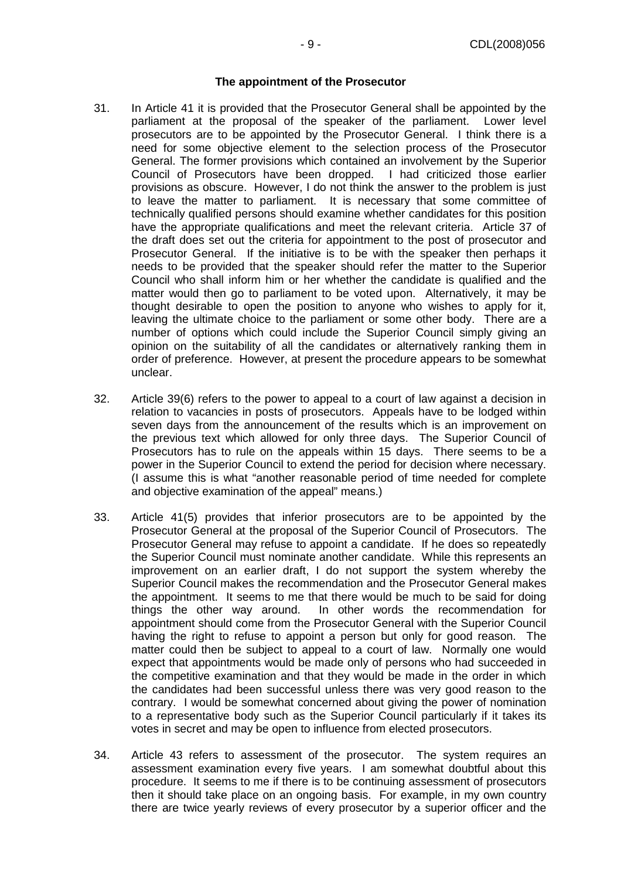**The appointment of the Prosecutor**

31. In Article 41 it is provided that the Prosecutor General shall be appointed by the parliament at the proposal of the speaker of the parliament. Lower level prosecutors are to be appointed by the Prosecutor General. I think there is a need for some objective element to the selection process of the Prosecutor General. The former provisions which contained an involvement by the Superior Council of Prosecutors have been dropped. I had criticized those earlier provisions as obscure. However, I do not think the answer to the problem is just to leave the matter to parliament. It is necessary that some committee of technically qualified persons should examine whether candidates for this position have the appropriate qualifications and meet the relevant criteria. Article 37 of the draft does set out the criteria for appointment to the post of prosecutor and Prosecutor General. If the initiative is to be with the speaker then perhaps it needs to be provided that the speaker should refer the matter to the Superior Council who shall inform him or her whether the candidate is qualified and the matter would then go to parliament to be voted upon. Alternatively, it may be thought desirable to open the position to anyone who wishes to apply for it, leaving the ultimate choice to the parliament or some other body. There are a number of options which could include the Superior Council simply giving an opinion on the suitability of all the candidates or alternatively ranking them in order of preference. However, at present the procedure appears to be somewhat unclear.

32. Article 39(6) refers to the power to appeal to a court of law against a decision in relation to vacancies in posts of prosecutors. Appeals have to be lodged within seven days from the announcement of the results which is an improvement on the previous text which allowed for only three days. The Superior Council of Prosecutors has to rule on the appeals within 15 days. There seems to be a power in the Superior Council to extend the period for decision where necessary. (I assume this is what "another reasonable period of time needed for complete and objective examination of the appeal" means.)

33. Article 41(5) provides that inferior prosecutors are to be appointed by the Prosecutor General at the proposal of the Superior Council of Prosecutors. The Prosecutor General may refuse to appoint a candidate. If he does so repeatedly the Superior Council must nominate another candidate. While this represents an improvement on an earlier draft, I do not support the system whereby the Superior Council makes the recommendation and the Prosecutor General makes the appointment. It seems to me that there would be much to be said for doing things the other way around. In other words the recommendation for appointment should come from the Prosecutor General with the Superior Council having the right to refuse to appoint a person but only for good reason. The matter could then be subject to appeal to a court of law. Normally one would expect that appointments would be made only of persons who had succeeded in the competitive examination and that they would be made in the order in which the candidates had been successful unless there was very good reason to the contrary. I would be somewhat concerned about giving the power of nomination to a representative body such as the Superior Council particularly if it takes its votes in secret and may be open to influence from elected prosecutors.

34. Article 43 refers to assessment of the prosecutor. The system requires an assessment examination every five years. I am somewhat doubtful about this procedure. It seems to me if there is to be continuing assessment of prosecutors then it should take place on an ongoing basis. For example, in my own country there are twice yearly reviews of every prosecutor by a superior officer and the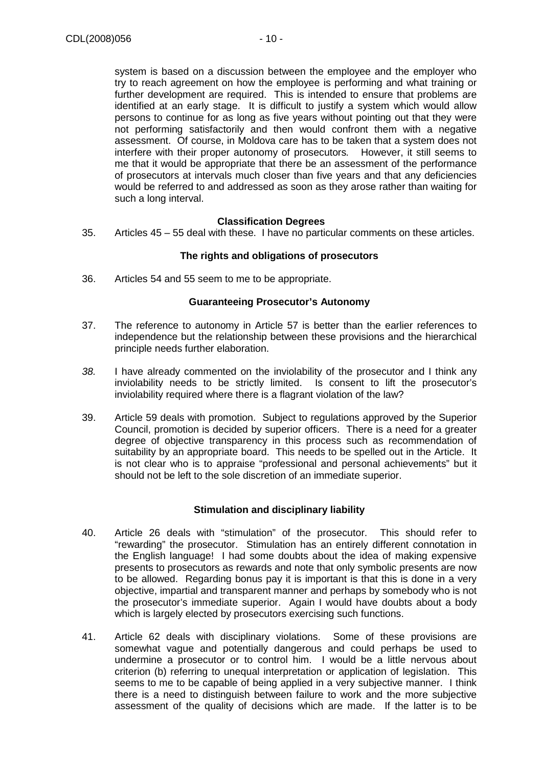system is based on a discussion between the employee and the employer who try to reach agreement on how the employee is performing and what training or further development are required. This is intended to ensure that problems are identified at an early stage. It is difficult to justify a system which would allow persons to continue for as long as five years without pointing out that they were not performing satisfactorily and then would confront them with a negative assessment. Of course, in Moldova care has to be taken that a system does not interfere with their proper autonomy of prosecutors*.* However, it still seems to me that it would be appropriate that there be an assessment of the performance of prosecutors at intervals much closer than five years and that any deficiencies would be referred to and addressed as soon as they arose rather than waiting for such a long interval.

### Classification Degrees

35. Articles 45 – 55 deal with these. I have no particular comments on these articles.

### The rights and obligations of prosecutors

36. Articles 54 and 55 seem to me to be appropriate.

### Guaranteeing Prosecutor's Autonomy

37. The reference to autonomy in Article 57 is better than the earlier references to independence but the relationship between these provisions and the hierarchical principle needs further elaboration.

*38.* I have already commented on the inviolability of the prosecutor and I think any inviolability needs to be strictly limited. Is consent to lift the prosecutor's inviolability required where there is a flagrant violation of the law?

39. Article 59 deals with promotion. Subject to regulations approved by the Superior Council, promotion is decided by superior officers. There is a need for a greater degree of objective transparency in this process such as recommendation of suitability by an appropriate board. This needs to be spelled out in the Article. It is not clear who is to appraise "professional and personal achievements" but it should not be left to the sole discretion of an immediate superior.

### Stimulation and disciplinary liability

40. Article 26 deals with "stimulation" of the prosecutor. This should refer to "rewarding" the prosecutor. Stimulation has an entirely different connotation in the English language! I had some doubts about the idea of making expensive presents to prosecutors as rewards and note that only symbolic presents are now to be allowed. Regarding bonus pay it is important is that this is done in a very objective, impartial and transparent manner and perhaps by somebody who is not the prosecutor's immediate superior. Again I would have doubts about a body which is largely elected by prosecutors exercising such functions.

41. Article 62 deals with disciplinary violations. Some of these provisions are somewhat vague and potentially dangerous and could perhaps be used to undermine a prosecutor or to control him. I would be a little nervous about criterion (b) referring to unequal interpretation or application of legislation. This seems to me to be capable of being applied in a very subjective manner. I think there is a need to distinguish between failure to work and the more subjective assessment of the quality of decisions which are made. If the latter is to be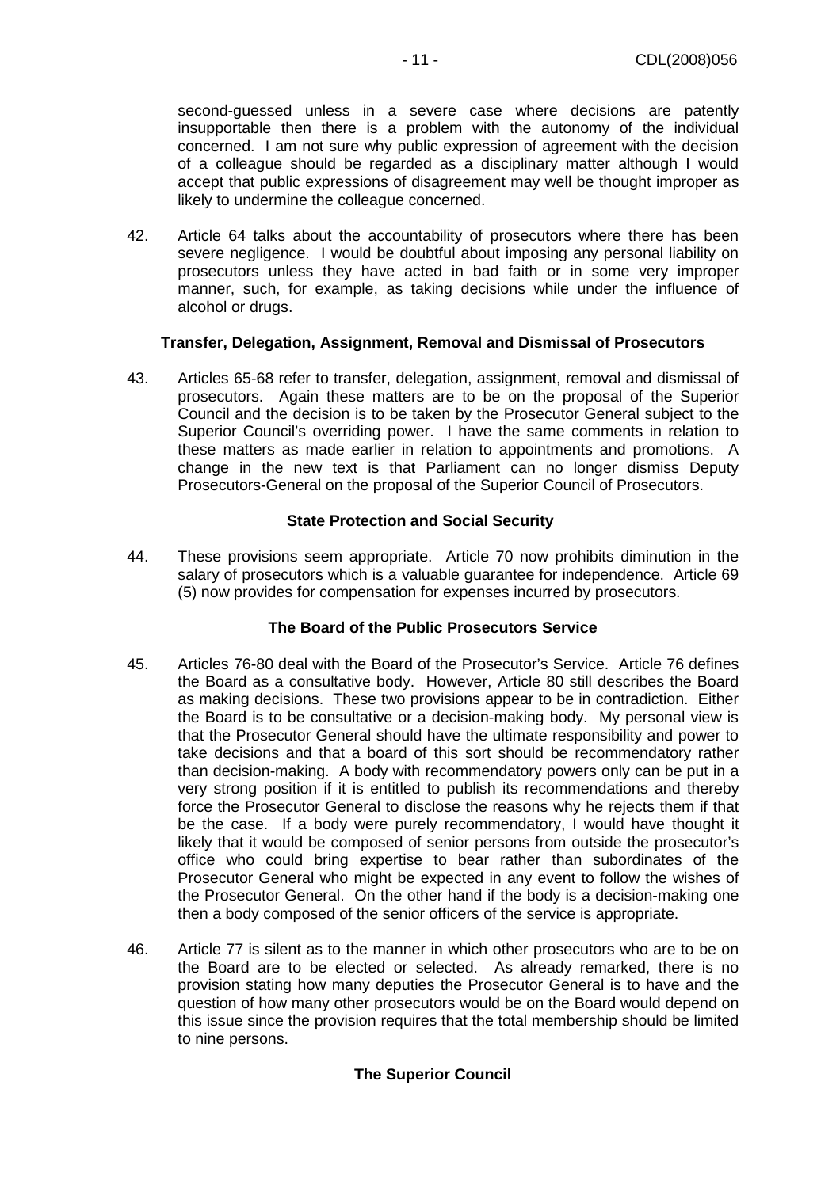second-guessed unless in a severe case where decisions are patently insupportable then there is a problem with the autonomy of the individual concerned. I am not sure why public expression of agreement with the decision of a colleague should be regarded as a disciplinary matter although I would accept that public expressions of disagreement may well be thought improper as likely to undermine the colleague concerned.

42. Article 64 talks about the accountability of prosecutors where there has been severe negligence. I would be doubtful about imposing any personal liability on prosecutors unless they have acted in bad faith or in some very improper manner, such, for example, as taking decisions while under the influence of alcohol or drugs.

### Transfer, Delegation, Assignment, Removal and Dismissal of Prosecutors

43. Articles 65-68 refer to transfer, delegation, assignment, removal and dismissal of prosecutors. Again these matters are to be on the proposal of the Superior Council and the decision is to be taken by the Prosecutor General subject to the Superior Council's overriding power. I have the same comments in relation to these matters as made earlier in relation to appointments and promotions. A change in the new text is that Parliament can no longer dismiss Deputy Prosecutors-General on the proposal of the Superior Council of Prosecutors.

### State Protection and Social Security

44. These provisions seem appropriate. Article 70 now prohibits diminution in the salary of prosecutors which is a valuable guarantee for independence. Article 69 (5) now provides for compensation for expenses incurred by prosecutors.

### The Board of the Public Prosecutors Service

45. Articles 76-80 deal with the Board of the Prosecutor's Service. Article 76 defines the Board as a consultative body. However, Article 80 still describes the Board as making decisions. These two provisions appear to be in contradiction. Either the Board is to be consultative or a decision-making body. My personal view is that the Prosecutor General should have the ultimate responsibility and power to take decisions and that a board of this sort should be recommendatory rather than decision-making. A body with recommendatory powers only can be put in a very strong position if it is entitled to publish its recommendations and thereby force the Prosecutor General to disclose the reasons why he rejects them if that be the case. If a body were purely recommendatory, I would have thought it likely that it would be composed of senior persons from outside the prosecutor's office who could bring expertise to bear rather than subordinates of the Prosecutor General who might be expected in any event to follow the wishes of the Prosecutor General. On the other hand if the body is a decision-making one then a body composed of the senior officers of the service is appropriate.

46. Article 77 is silent as to the manner in which other prosecutors who are to be on the Board are to be elected or selected. As already remarked, there is no provision stating how many deputies the Prosecutor General is to have and the question of how many other prosecutors would be on the Board would depend on this issue since the provision requires that the total membership should be limited to nine persons.

### The Superior Council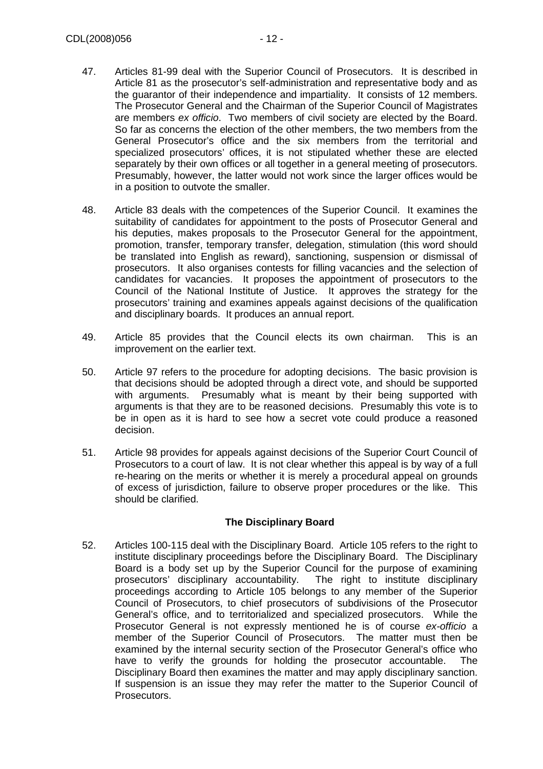47. Articles 81-99 deal with the Superior Council of Prosecutors. It is described in Article 81 as the prosecutor's self-administration and representative body and as the guarantor of their independence and impartiality. It consists of 12 members. The Prosecutor General and the Chairman of the Superior Council of Magistrates are members *ex officio*. Two members of civil society are elected by the Board. So far as concerns the election of the other members, the two members from the General Prosecutor's office and the six members from the territorial and specialized prosecutors' offices, it is not stipulated whether these are elected separately by their own offices or all together in a general meeting of prosecutors. Presumably, however, the latter would not work since the larger offices would be in a position to outvote the smaller.

48. Article 83 deals with the competences of the Superior Council. It examines the suitability of candidates for appointment to the posts of Prosecutor General and his deputies, makes proposals to the Prosecutor General for the appointment, promotion, transfer, temporary transfer, delegation, stimulation (this word should be translated into English as reward), sanctioning, suspension or dismissal of prosecutors. It also organises contests for filling vacancies and the selection of candidates for vacancies. It proposes the appointment of prosecutors to the Council of the National Institute of Justice. It approves the strategy for the prosecutors' training and examines appeals against decisions of the qualification and disciplinary boards. It produces an annual report.

49. Article 85 provides that the Council elects its own chairman. This is an improvement on the earlier text.

50. Article 97 refers to the procedure for adopting decisions. The basic provision is that decisions should be adopted through a direct vote, and should be supported with arguments. Presumably what is meant by their being supported with arguments is that they are to be reasoned decisions. Presumably this vote is to be in open as it is hard to see how a secret vote could produce a reasoned decision.

51. Article 98 provides for appeals against decisions of the Superior Court Council of Prosecutors to a court of law. It is not clear whether this appeal is by way of a full re-hearing on the merits or whether it is merely a procedural appeal on grounds of excess of jurisdiction, failure to observe proper procedures or the like. This should be clarified.

### The Disciplinary Board

52. Articles 100-115 deal with the Disciplinary Board. Article 105 refers to the right to institute disciplinary proceedings before the Disciplinary Board. The Disciplinary Board is a body set up by the Superior Council for the purpose of examining prosecutors' disciplinary accountability. The right to institute disciplinary proceedings according to Article 105 belongs to any member of the Superior Council of Prosecutors, to chief prosecutors of subdivisions of the Prosecutor General's office, and to territorialized and specialized prosecutors. While the Prosecutor General is not expressly mentioned he is of course *ex-officio* a member of the Superior Council of Prosecutors. The matter must then be examined by the internal security section of the Prosecutor General's office who have to verify the grounds for holding the prosecutor accountable. The Disciplinary Board then examines the matter and may apply disciplinary sanction. If suspension is an issue they may refer the matter to the Superior Council of Prosecutors.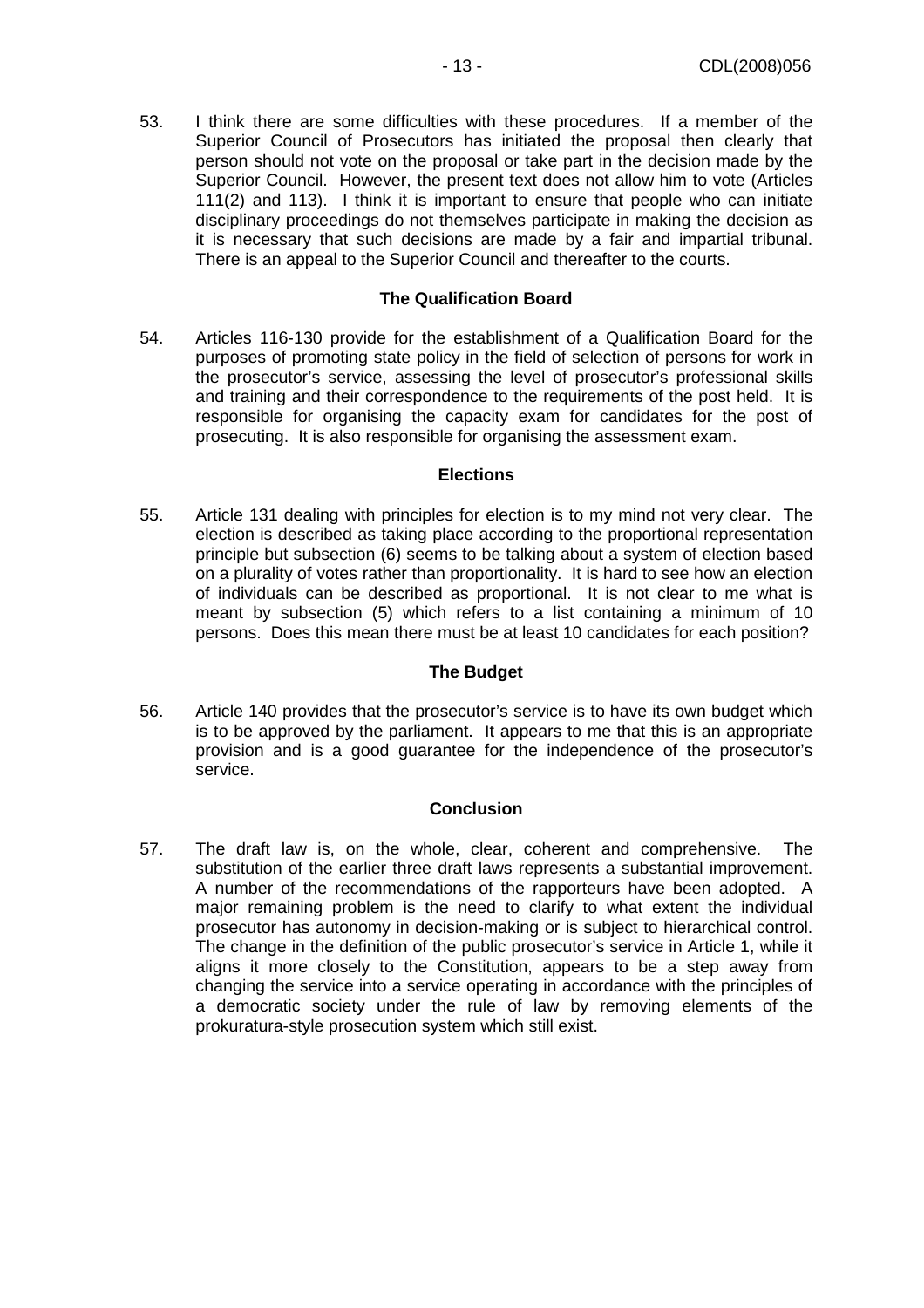53. I think there are some difficulties with these procedures. If a member of the Superior Council of Prosecutors has initiated the proposal then clearly that person should not vote on the proposal or take part in the decision made by the Superior Council. However, the present text does not allow him to vote (Articles 111(2) and 113). I think it is important to ensure that people who can initiate disciplinary proceedings do not themselves participate in making the decision as it is necessary that such decisions are made by a fair and impartial tribunal. There is an appeal to the Superior Council and thereafter to the courts.

**The Qualification Board**

54. Articles 116-130 provide for the establishment of a Qualification Board for the purposes of promoting state policy in the field of selection of persons for work in the prosecutor's service, assessing the level of prosecutor's professional skills and training and their correspondence to the requirements of the post held. It is responsible for organising the capacity exam for candidates for the post of prosecuting. It is also responsible for organising the assessment exam.

**Elections**

55. Article 131 dealing with principles for election is to my mind not very clear. The election is described as taking place according to the proportional representation principle but subsection (6) seems to be talking about a system of election based on a plurality of votes rather than proportionality. It is hard to see how an election of individuals can be described as proportional. It is not clear to me what is meant by subsection (5) which refers to a list containing a minimum of 10 persons. Does this mean there must be at least 10 candidates for each position?

**The Budget**

56. Article 140 provides that the prosecutor's service is to have its own budget which is to be approved by the parliament. It appears to me that this is an appropriate provision and is a good guarantee for the independence of the prosecutor's service.

**Conclusion**

57. The draft law is, on the whole, clear, coherent and comprehensive. The substitution of the earlier three draft laws represents a substantial improvement. A number of the recommendations of the rapporteurs have been adopted. A major remaining problem is the need to clarify to what extent the individual prosecutor has autonomy in decision-making or is subject to hierarchical control. The change in the definition of the public prosecutor's service in Article 1, while it aligns it more closely to the Constitution, appears to be a step away from changing the service into a service operating in accordance with the principles of a democratic society under the rule of law by removing elements of the prokuratura-style prosecution system which still exist.